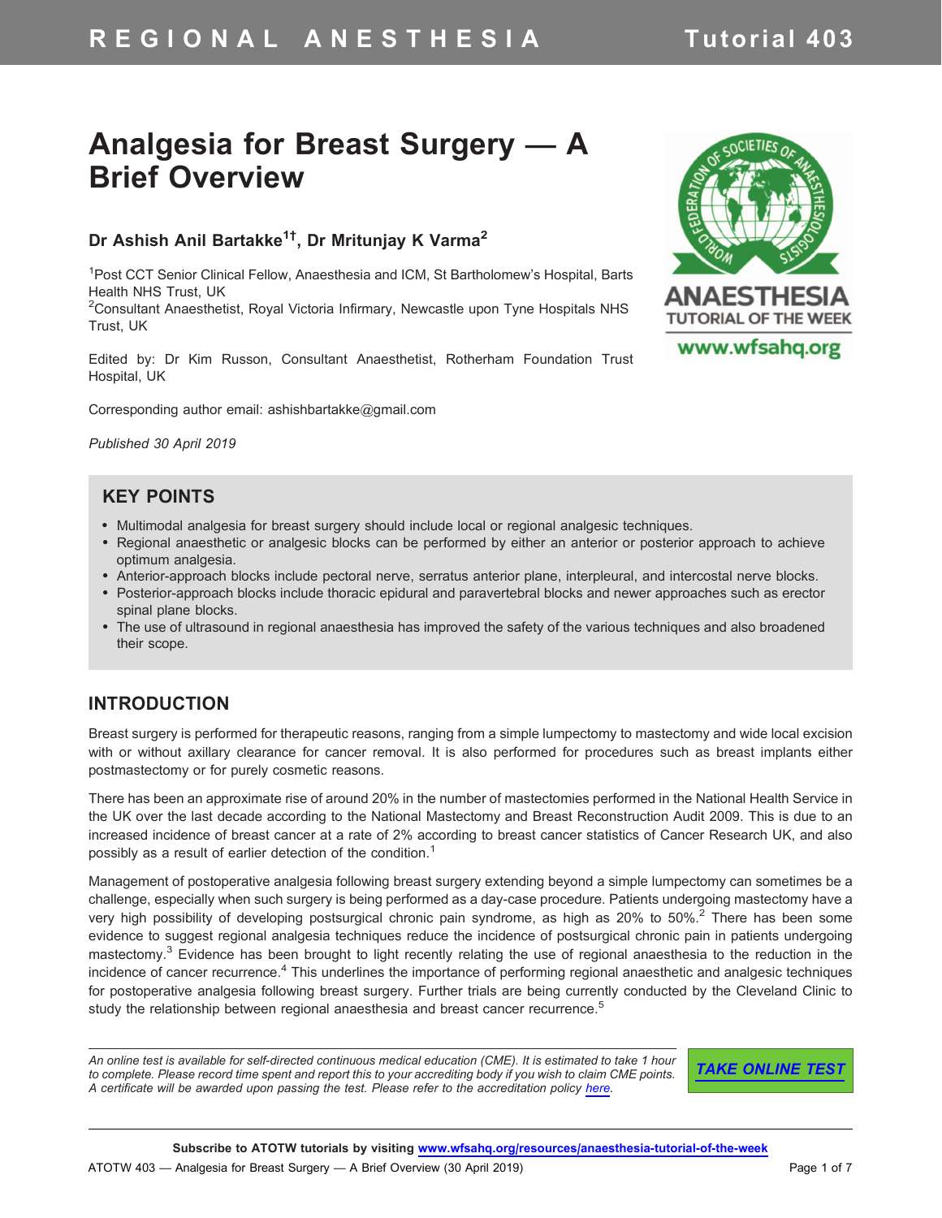# Analgesia for Breast Surgery — A Brief Overview

**Dr Ashish Anil Bartakke[1†], Dr Mritunjay K Varma[2]**

[1]Post CCT Senior Clinical Fellow, Anaesthesia and ICM, St Bartholomew's Hospital, Barts Health NHS Trust, UK
[2]Consultant Anaesthetist, Royal Victoria Infirmary, Newcastle upon Tyne Hospitals NHS Trust, UK

Edited by: Dr Kim Russon, Consultant Anaesthetist, Rotherham Foundation Trust Hospital, UK

Corresponding author email: ashishbartakke@gmail.com

*Published 30 April 2019*

## KEY POINTS

- Multimodal analgesia for breast surgery should include local or regional analgesic techniques.
- Regional anaesthetic or analgesic blocks can be performed by either an anterior or posterior approach to achieve optimum analgesia.
- Anterior-approach blocks include pectoral nerve, serratus anterior plane, interpleural, and intercostal nerve blocks.
- Posterior-approach blocks include thoracic epidural and paravertebral blocks and newer approaches such as erector spinal plane blocks.
- The use of ultrasound in regional anaesthesia has improved the safety of the various techniques and also broadened their scope.

## INTRODUCTION

Breast surgery is performed for therapeutic reasons, ranging from a simple lumpectomy to mastectomy and wide local excision with or without axillary clearance for cancer removal. It is also performed for procedures such as breast implants either postmastectomy or for purely cosmetic reasons.

There has been an approximate rise of around 20% in the number of mastectomies performed in the National Health Service in the UK over the last decade according to the National Mastectomy and Breast Reconstruction Audit 2009. This is due to an increased incidence of breast cancer at a rate of 2% according to breast cancer statistics of Cancer Research UK, and also possibly as a result of earlier detection of the condition.[1]

Management of postoperative analgesia following breast surgery extending beyond a simple lumpectomy can sometimes be a challenge, especially when such surgery is being performed as a day-case procedure. Patients undergoing mastectomy have a very high possibility of developing postsurgical chronic pain syndrome, as high as 20% to 50%.[2] There has been some evidence to suggest regional analgesia techniques reduce the incidence of postsurgical chronic pain in patients undergoing mastectomy.[3] Evidence has been brought to light recently relating the use of regional anaesthesia to the reduction in the incidence of cancer recurrence.[4] This underlines the importance of performing regional anaesthetic and analgesic techniques for postoperative analgesia following breast surgery. Further trials are being currently conducted by the Cleveland Clinic to study the relationship between regional anaesthesia and breast cancer recurrence.[5]

*An online test is available for self-directed continuous medical education (CME). It is estimated to take 1 hour to complete. Please record time spent and report this to your accrediting body if you wish to claim CME points. A certificate will be awarded upon passing the test. Please refer to the accreditation policy here.*

TAKE ONLINE TEST

Subscribe to ATOTW tutorials by visiting www.wfsahq.org/resources/anaesthesia-tutorial-of-the-week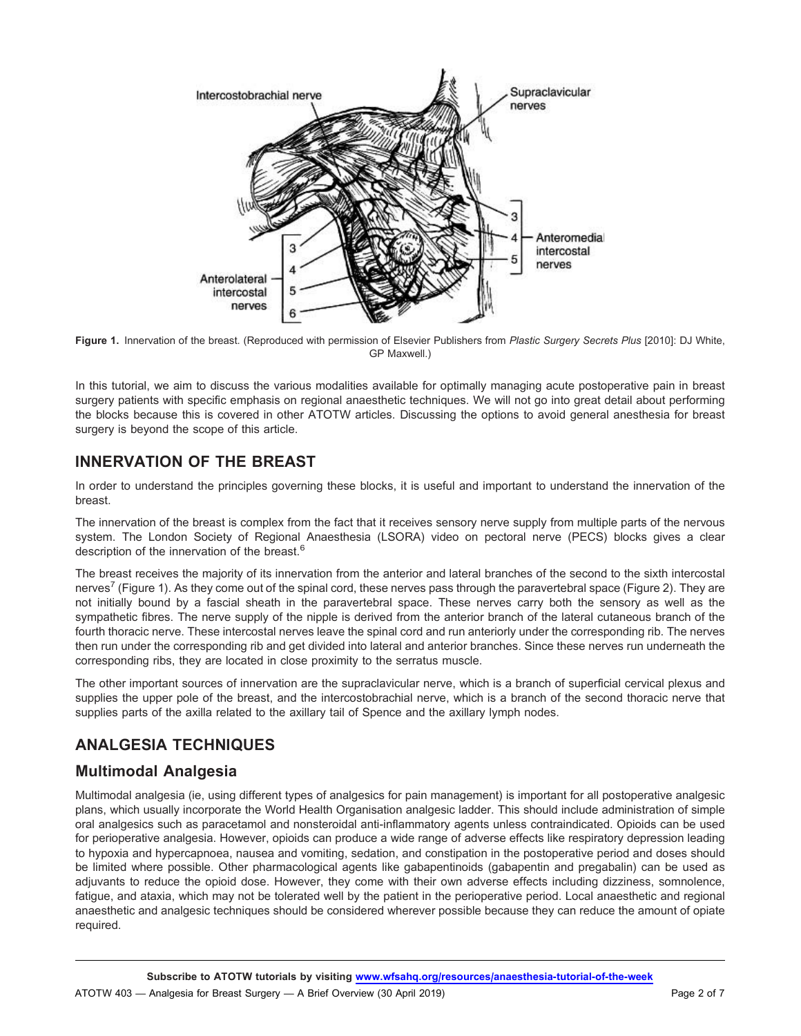Figure 1. Innervation of the breast. (Reproduced with permission of Elsevier Publishers from *Plastic Surgery Secrets Plus* [2010]: DJ White, GP Maxwell.)

In this tutorial, we aim to discuss the various modalities available for optimally managing acute postoperative pain in breast surgery patients with specific emphasis on regional anaesthetic techniques. We will not go into great detail about performing the blocks because this is covered in other ATOTW articles. Discussing the options to avoid general anesthesia for breast surgery is beyond the scope of this article.

## INNERVATION OF THE BREAST

In order to understand the principles governing these blocks, it is useful and important to understand the innervation of the breast.

The innervation of the breast is complex from the fact that it receives sensory nerve supply from multiple parts of the nervous system. The London Society of Regional Anaesthesia (LSORA) video on pectoral nerve (PECS) blocks gives a clear description of the innervation of the breast.[6]

The breast receives the majority of its innervation from the anterior and lateral branches of the second to the sixth intercostal nerves[7] (Figure 1). As they come out of the spinal cord, these nerves pass through the paravertebral space (Figure 2). They are not initially bound by a fascial sheath in the paravertebral space. These nerves carry both the sensory as well as the sympathetic fibres. The nerve supply of the nipple is derived from the anterior branch of the lateral cutaneous branch of the fourth thoracic nerve. These intercostal nerves leave the spinal cord and run anteriorly under the corresponding rib. The nerves then run under the corresponding rib and get divided into lateral and anterior branches. Since these nerves run underneath the corresponding ribs, they are located in close proximity to the serratus muscle.

The other important sources of innervation are the supraclavicular nerve, which is a branch of superficial cervical plexus and supplies the upper pole of the breast, and the intercostobrachial nerve, which is a branch of the second thoracic nerve that supplies parts of the axilla related to the axillary tail of Spence and the axillary lymph nodes.

## ANALGESIA TECHNIQUES

### Multimodal Analgesia

Multimodal analgesia (ie, using different types of analgesics for pain management) is important for all postoperative analgesic plans, which usually incorporate the World Health Organisation analgesic ladder. This should include administration of simple oral analgesics such as paracetamol and nonsteroidal anti-inflammatory agents unless contraindicated. Opioids can be used for perioperative analgesia. However, opioids can produce a wide range of adverse effects like respiratory depression leading to hypoxia and hypercapnoea, nausea and vomiting, sedation, and constipation in the postoperative period and doses should be limited where possible. Other pharmacological agents like gabapentinoids (gabapentin and pregabalin) can be used as adjuvants to reduce the opioid dose. However, they come with their own adverse effects including dizziness, somnolence, fatigue, and ataxia, which may not be tolerated well by the patient in the perioperative period. Local anaesthetic and regional anaesthetic and analgesic techniques should be considered wherever possible because they can reduce the amount of opiate required.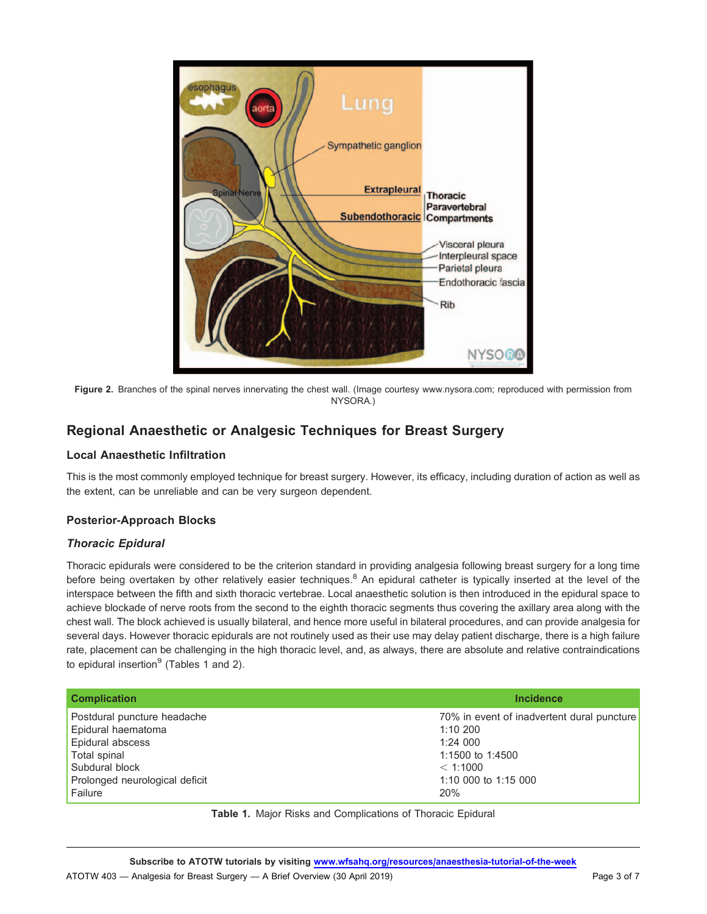Figure 2. Branches of the spinal nerves innervating the chest wall. (Image courtesy www.nysora.com; reproduced with permission from NYSORA.)

## Regional Anaesthetic or Analgesic Techniques for Breast Surgery

### Local Anaesthetic Infiltration

This is the most commonly employed technique for breast surgery. However, its efficacy, including duration of action as well as the extent, can be unreliable and can be very surgeon dependent.

### Posterior-Approach Blocks

#### *Thoracic Epidural*

Thoracic epidurals were considered to be the criterion standard in providing analgesia following breast surgery for a long time before being overtaken by other relatively easier techniques.[8] An epidural catheter is typically inserted at the level of the interspace between the fifth and sixth thoracic vertebrae. Local anaesthetic solution is then introduced in the epidural space to achieve blockade of nerve roots from the second to the eighth thoracic segments thus covering the axillary area along with the chest wall. The block achieved is usually bilateral, and hence more useful in bilateral procedures, and can provide analgesia for several days. However thoracic epidurals are not routinely used as their use may delay patient discharge, there is a high failure rate, placement can be challenging in the high thoracic level, and, as always, there are absolute and relative contraindications to epidural insertion[9] (Tables 1 and 2).

| Complication | Incidence |
|---|---|
| Postdural puncture headache | 70% in event of inadvertent dural puncture |
| Epidural haematoma | 1:10 200 |
| Epidural abscess | 1:24 000 |
| Total spinal | 1:1500 to 1:4500 |
| Subdural block | < 1:1000 |
| Prolonged neurological deficit | 1:10 000 to 1:15 000 |
| Failure | 20% |

**Table 1.** Major Risks and Complications of Thoracic Epidural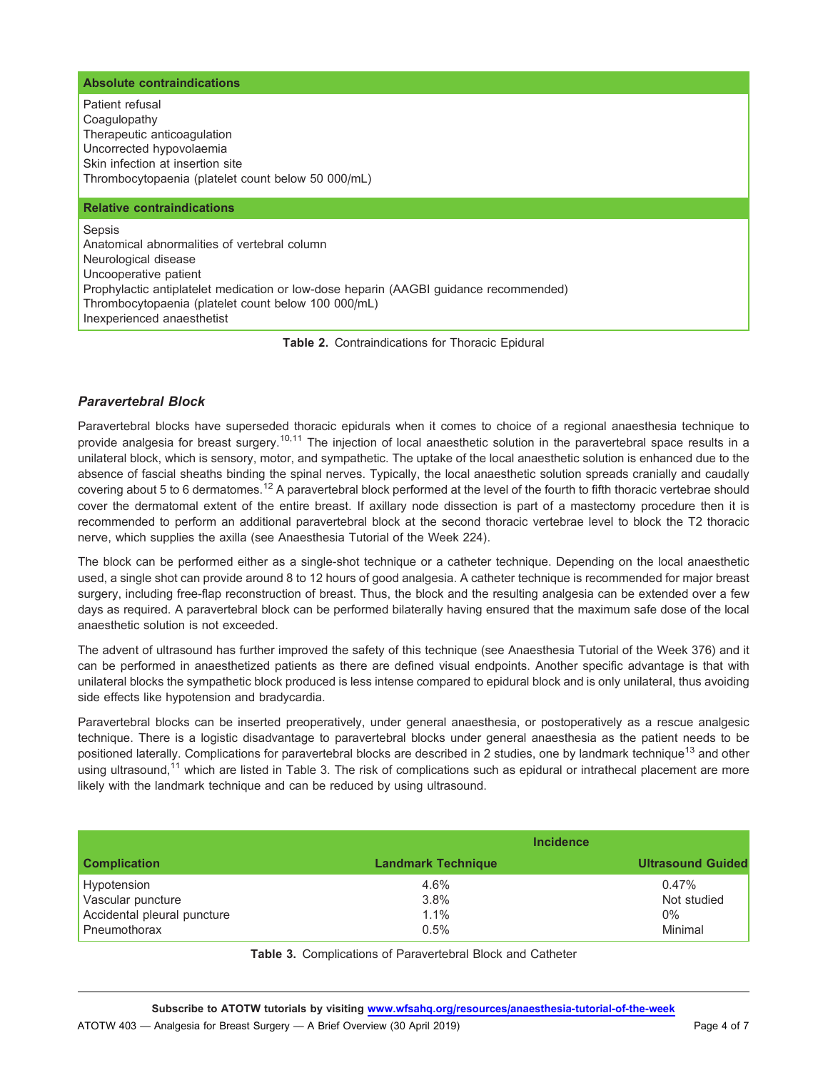| Absolute contraindications |
|---|
| Patient refusal |
| Coagulopathy |
| Therapeutic anticoagulation |
| Uncorrected hypovolaemia |
| Skin infection at insertion site |
| Thrombocytopaenia (platelet count below 50 000/mL) |
| **Relative contraindications** |
| Sepsis |
| Anatomical abnormalities of vertebral column |
| Neurological disease |
| Uncooperative patient |
| Prophylactic antiplatelet medication or low-dose heparin (AAGBI guidance recommended) |
| Thrombocytopaenia (platelet count below 100 000/mL) |
| Inexperienced anaesthetist |

**Table 2.** Contraindications for Thoracic Epidural

### *Paravertebral Block*

Paravertebral blocks have superseded thoracic epidurals when it comes to choice of a regional anaesthesia technique to provide analgesia for breast surgery.[10,11] The injection of local anaesthetic solution in the paravertebral space results in a unilateral block, which is sensory, motor, and sympathetic. The uptake of the local anaesthetic solution is enhanced due to the absence of fascial sheaths binding the spinal nerves. Typically, the local anaesthetic solution spreads cranially and caudally covering about 5 to 6 dermatomes.[12] A paravertebral block performed at the level of the fourth to fifth thoracic vertebrae should cover the dermatomal extent of the entire breast. If axillary node dissection is part of a mastectomy procedure then it is recommended to perform an additional paravertebral block at the second thoracic vertebrae level to block the T2 thoracic nerve, which supplies the axilla (see Anaesthesia Tutorial of the Week 224).

The block can be performed either as a single-shot technique or a catheter technique. Depending on the local anaesthetic used, a single shot can provide around 8 to 12 hours of good analgesia. A catheter technique is recommended for major breast surgery, including free-flap reconstruction of breast. Thus, the block and the resulting analgesia can be extended over a few days as required. A paravertebral block can be performed bilaterally having ensured that the maximum safe dose of the local anaesthetic solution is not exceeded.

The advent of ultrasound has further improved the safety of this technique (see Anaesthesia Tutorial of the Week 376) and it can be performed in anaesthetized patients as there are defined visual endpoints. Another specific advantage is that with unilateral blocks the sympathetic block produced is less intense compared to epidural block and is only unilateral, thus avoiding side effects like hypotension and bradycardia.

Paravertebral blocks can be inserted preoperatively, under general anaesthesia, or postoperatively as a rescue analgesic technique. There is a logistic disadvantage to paravertebral blocks under general anaesthesia as the patient needs to be positioned laterally. Complications for paravertebral blocks are described in 2 studies, one by landmark technique[13] and other using ultrasound,[11] which are listed in Table 3. The risk of complications such as epidural or intrathecal placement are more likely with the landmark technique and can be reduced by using ultrasound.

| | Incidence | |
|---|---|---|
| **Complication** | **Landmark Technique** | **Ultrasound Guided** |
| Hypotension | 4.6% | 0.47% |
| Vascular puncture | 3.8% | Not studied |
| Accidental pleural puncture | 1.1% | 0% |
| Pneumothorax | 0.5% | Minimal |

**Table 3.** Complications of Paravertebral Block and Catheter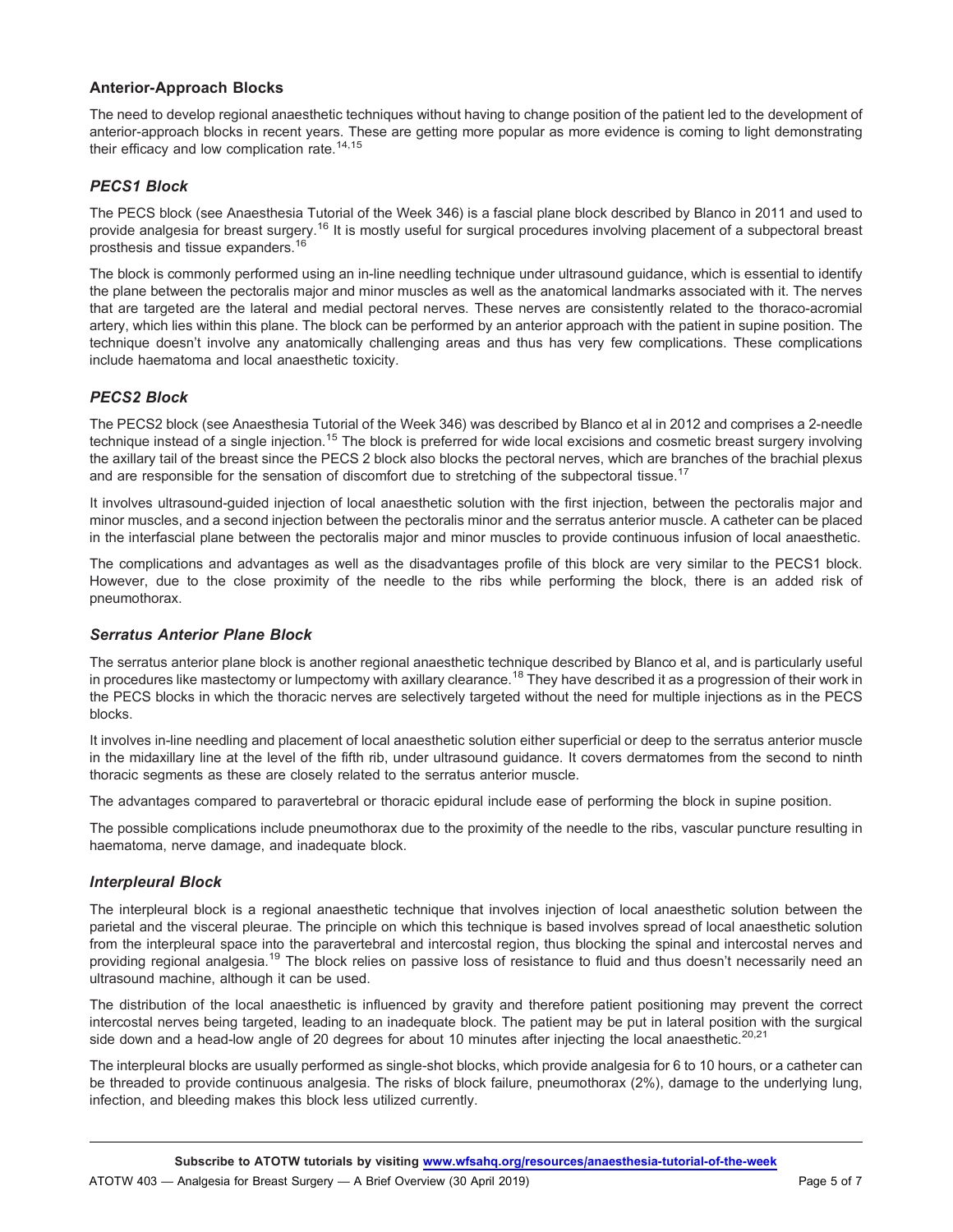### Anterior-Approach Blocks

The need to develop regional anaesthetic techniques without having to change position of the patient led to the development of anterior-approach blocks in recent years. These are getting more popular as more evidence is coming to light demonstrating their efficacy and low complication rate.[14,15]

#### *PECS1 Block*

The PECS block (see Anaesthesia Tutorial of the Week 346) is a fascial plane block described by Blanco in 2011 and used to provide analgesia for breast surgery.[16] It is mostly useful for surgical procedures involving placement of a subpectoral breast prosthesis and tissue expanders.[16]

The block is commonly performed using an in-line needling technique under ultrasound guidance, which is essential to identify the plane between the pectoralis major and minor muscles as well as the anatomical landmarks associated with it. The nerves that are targeted are the lateral and medial pectoral nerves. These nerves are consistently related to the thoraco-acromial artery, which lies within this plane. The block can be performed by an anterior approach with the patient in supine position. The technique doesn't involve any anatomically challenging areas and thus has very few complications. These complications include haematoma and local anaesthetic toxicity.

#### *PECS2 Block*

The PECS2 block (see Anaesthesia Tutorial of the Week 346) was described by Blanco et al in 2012 and comprises a 2-needle technique instead of a single injection.[15] The block is preferred for wide local excisions and cosmetic breast surgery involving the axillary tail of the breast since the PECS 2 block also blocks the pectoral nerves, which are branches of the brachial plexus and are responsible for the sensation of discomfort due to stretching of the subpectoral tissue.[17]

It involves ultrasound-guided injection of local anaesthetic solution with the first injection, between the pectoralis major and minor muscles, and a second injection between the pectoralis minor and the serratus anterior muscle. A catheter can be placed in the interfascial plane between the pectoralis major and minor muscles to provide continuous infusion of local anaesthetic.

The complications and advantages as well as the disadvantages profile of this block are very similar to the PECS1 block. However, due to the close proximity of the needle to the ribs while performing the block, there is an added risk of pneumothorax.

#### *Serratus Anterior Plane Block*

The serratus anterior plane block is another regional anaesthetic technique described by Blanco et al, and is particularly useful in procedures like mastectomy or lumpectomy with axillary clearance.[18] They have described it as a progression of their work in the PECS blocks in which the thoracic nerves are selectively targeted without the need for multiple injections as in the PECS blocks.

It involves in-line needling and placement of local anaesthetic solution either superficial or deep to the serratus anterior muscle in the midaxillary line at the level of the fifth rib, under ultrasound guidance. It covers dermatomes from the second to ninth thoracic segments as these are closely related to the serratus anterior muscle.

The advantages compared to paravertebral or thoracic epidural include ease of performing the block in supine position.

The possible complications include pneumothorax due to the proximity of the needle to the ribs, vascular puncture resulting in haematoma, nerve damage, and inadequate block.

#### *Interpleural Block*

The interpleural block is a regional anaesthetic technique that involves injection of local anaesthetic solution between the parietal and the visceral pleurae. The principle on which this technique is based involves spread of local anaesthetic solution from the interpleural space into the paravertebral and intercostal region, thus blocking the spinal and intercostal nerves and providing regional analgesia.[19] The block relies on passive loss of resistance to fluid and thus doesn't necessarily need an ultrasound machine, although it can be used.

The distribution of the local anaesthetic is influenced by gravity and therefore patient positioning may prevent the correct intercostal nerves being targeted, leading to an inadequate block. The patient may be put in lateral position with the surgical side down and a head-low angle of 20 degrees for about 10 minutes after injecting the local anaesthetic.[20,21]

The interpleural blocks are usually performed as single-shot blocks, which provide analgesia for 6 to 10 hours, or a catheter can be threaded to provide continuous analgesia. The risks of block failure, pneumothorax (2%), damage to the underlying lung, infection, and bleeding makes this block less utilized currently.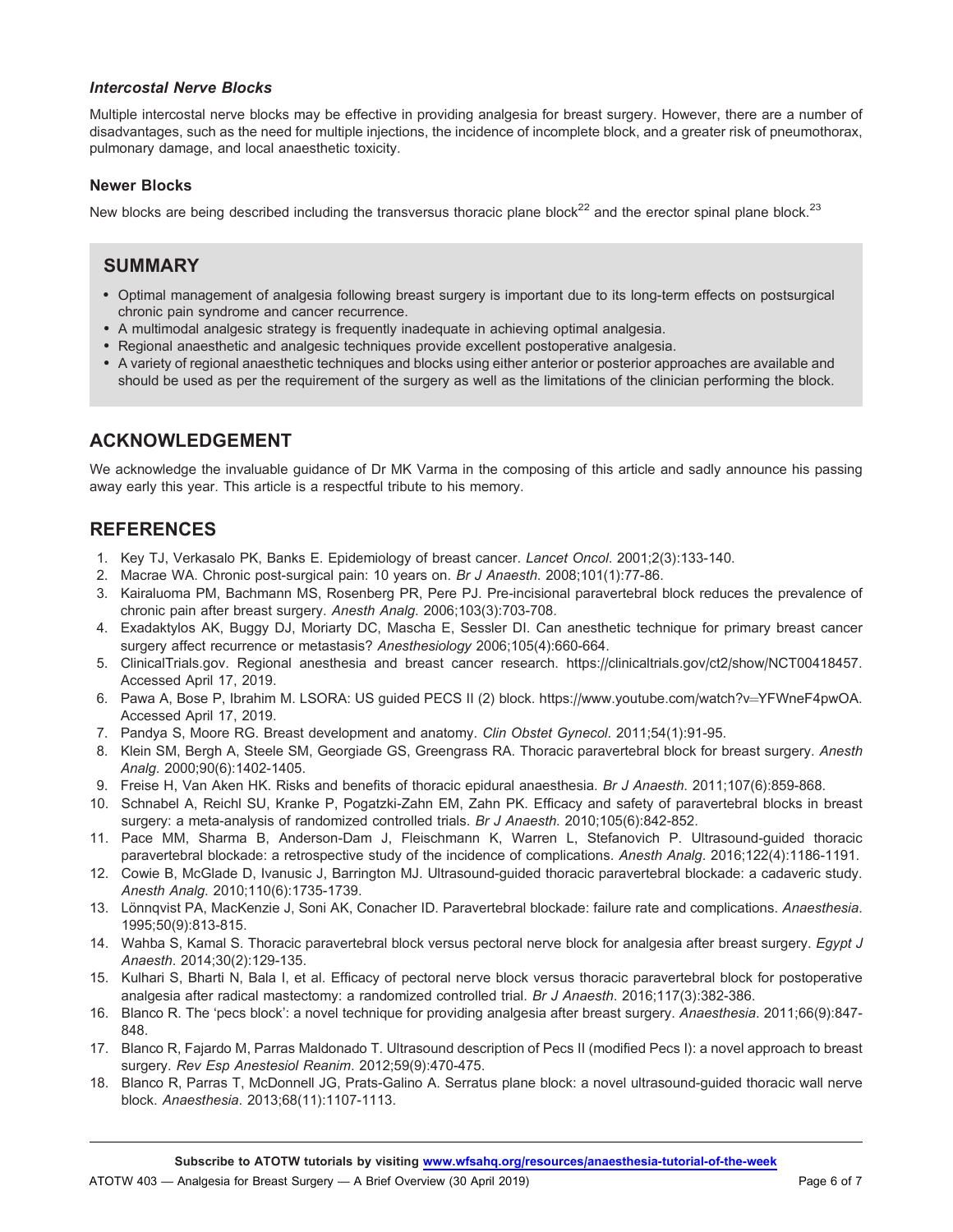### *Intercostal Nerve Blocks*

Multiple intercostal nerve blocks may be effective in providing analgesia for breast surgery. However, there are a number of disadvantages, such as the need for multiple injections, the incidence of incomplete block, and a greater risk of pneumothorax, pulmonary damage, and local anaesthetic toxicity.

### Newer Blocks

New blocks are being described including the transversus thoracic plane block[22] and the erector spinal plane block.[23]

## SUMMARY

- Optimal management of analgesia following breast surgery is important due to its long-term effects on postsurgical chronic pain syndrome and cancer recurrence.
- A multimodal analgesic strategy is frequently inadequate in achieving optimal analgesia.
- Regional anaesthetic and analgesic techniques provide excellent postoperative analgesia.
- A variety of regional anaesthetic techniques and blocks using either anterior or posterior approaches are available and should be used as per the requirement of the surgery as well as the limitations of the clinician performing the block.

## ACKNOWLEDGEMENT

We acknowledge the invaluable guidance of Dr MK Varma in the composing of this article and sadly announce his passing away early this year. This article is a respectful tribute to his memory.

## REFERENCES

1. Key TJ, Verkasalo PK, Banks E. Epidemiology of breast cancer. *Lancet Oncol*. 2001;2(3):133-140.
2. Macrae WA. Chronic post-surgical pain: 10 years on. *Br J Anaesth.* 2008;101(1):77-86.
3. Kairaluoma PM, Bachmann MS, Rosenberg PR, Pere PJ. Pre-incisional paravertebral block reduces the prevalence of chronic pain after breast surgery. *Anesth Analg.* 2006;103(3):703-708.
4. Exadaktylos AK, Buggy DJ, Moriarty DC, Mascha E, Sessler DI. Can anesthetic technique for primary breast cancer surgery affect recurrence or metastasis? *Anesthesiology* 2006;105(4):660-664.
5. ClinicalTrials.gov. Regional anesthesia and breast cancer research. https://clinicaltrials.gov/ct2/show/NCT00418457. Accessed April 17, 2019.
6. Pawa A, Bose P, Ibrahim M. LSORA: US guided PECS II (2) block. https://www.youtube.com/watch?v=YFWneF4pwOA. Accessed April 17, 2019.
7. Pandya S, Moore RG. Breast development and anatomy. *Clin Obstet Gynecol*. 2011;54(1):91-95.
8. Klein SM, Bergh A, Steele SM, Georgiade GS, Greengrass RA. Thoracic paravertebral block for breast surgery. *Anesth Analg.* 2000;90(6):1402-1405.
9. Freise H, Van Aken HK. Risks and benefits of thoracic epidural anaesthesia. *Br J Anaesth*. 2011;107(6):859-868.
10. Schnabel A, Reichl SU, Kranke P, Pogatzki-Zahn EM, Zahn PK. Efficacy and safety of paravertebral blocks in breast surgery: a meta-analysis of randomized controlled trials. *Br J Anaesth*. 2010;105(6):842-852.
11. Pace MM, Sharma B, Anderson-Dam J, Fleischmann K, Warren L, Stefanovich P. Ultrasound-guided thoracic paravertebral blockade: a retrospective study of the incidence of complications. *Anesth Analg.* 2016;122(4):1186-1191.
12. Cowie B, McGlade D, Ivanusic J, Barrington MJ. Ultrasound-guided thoracic paravertebral blockade: a cadaveric study. *Anesth Analg.* 2010;110(6):1735-1739.
13. Lönnqvist PA, MacKenzie J, Soni AK, Conacher ID. Paravertebral blockade: failure rate and complications. *Anaesthesia.* 1995;50(9):813-815.
14. Wahba S, Kamal S. Thoracic paravertebral block versus pectoral nerve block for analgesia after breast surgery. *Egypt J Anaesth.* 2014;30(2):129-135.
15. Kulhari S, Bharti N, Bala I, et al. Efficacy of pectoral nerve block versus thoracic paravertebral block for postoperative analgesia after radical mastectomy: a randomized controlled trial. *Br J Anaesth*. 2016;117(3):382-386.
16. Blanco R. The 'pecs block': a novel technique for providing analgesia after breast surgery. *Anaesthesia*. 2011;66(9):847-848.
17. Blanco R, Fajardo M, Parras Maldonado T. Ultrasound description of Pecs II (modified Pecs I): a novel approach to breast surgery. *Rev Esp Anestesiol Reanim*. 2012;59(9):470-475.
18. Blanco R, Parras T, McDonnell JG, Prats-Galino A. Serratus plane block: a novel ultrasound-guided thoracic wall nerve block. *Anaesthesia*. 2013;68(11):1107-1113.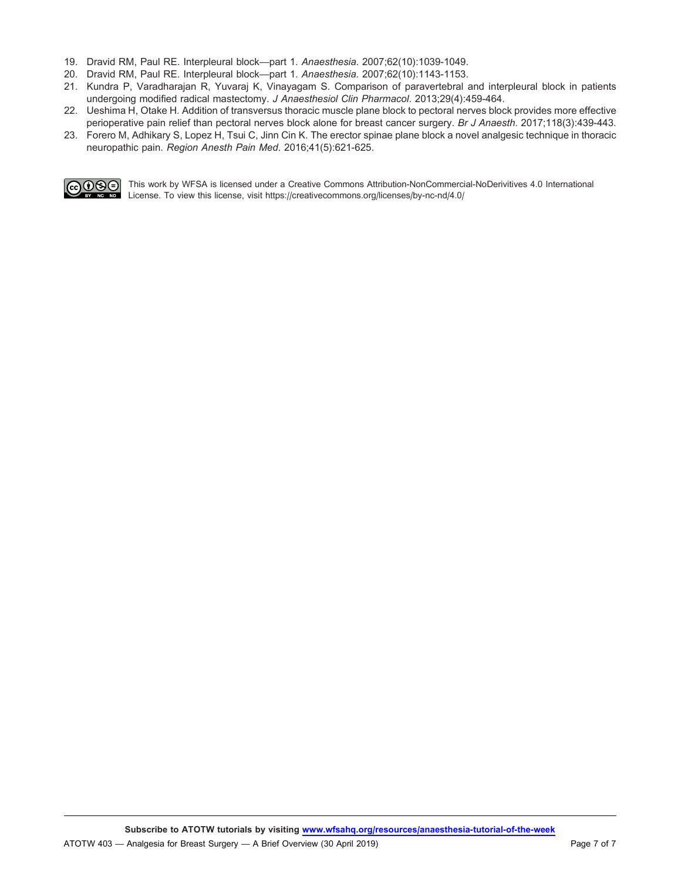19. Dravid RM, Paul RE. Interpleural block—part 1. *Anaesthesia.* 2007;62(10):1039-1049.
20. Dravid RM, Paul RE. Interpleural block—part 1. *Anaesthesia.* 2007;62(10):1143-1153.
21. Kundra P, Varadharajan R, Yuvaraj K, Vinayagam S. Comparison of paravertebral and interpleural block in patients undergoing modified radical mastectomy. *J Anaesthesiol Clin Pharmacol.* 2013;29(4):459-464.
22. Ueshima H, Otake H. Addition of transversus thoracic muscle plane block to pectoral nerves block provides more effective perioperative pain relief than pectoral nerves block alone for breast cancer surgery. *Br J Anaesth.* 2017;118(3):439-443.
23. Forero M, Adhikary S, Lopez H, Tsui C, Jinn Cin K. The erector spinae plane block a novel analgesic technique in thoracic neuropathic pain. *Region Anesth Pain Med.* 2016;41(5):621-625.

This work by WFSA is licensed under a Creative Commons Attribution-NonCommercial-NoDerivitives 4.0 International License. To view this license, visit https://creativecommons.org/licenses/by-nc-nd/4.0/

**Subscribe to ATOTW tutorials by visiting [www.wfsahq.org/resources/anaesthesia-tutorial-of-the-week](www.wfsahq.org/resources/anaesthesia-tutorial-of-the-week)**